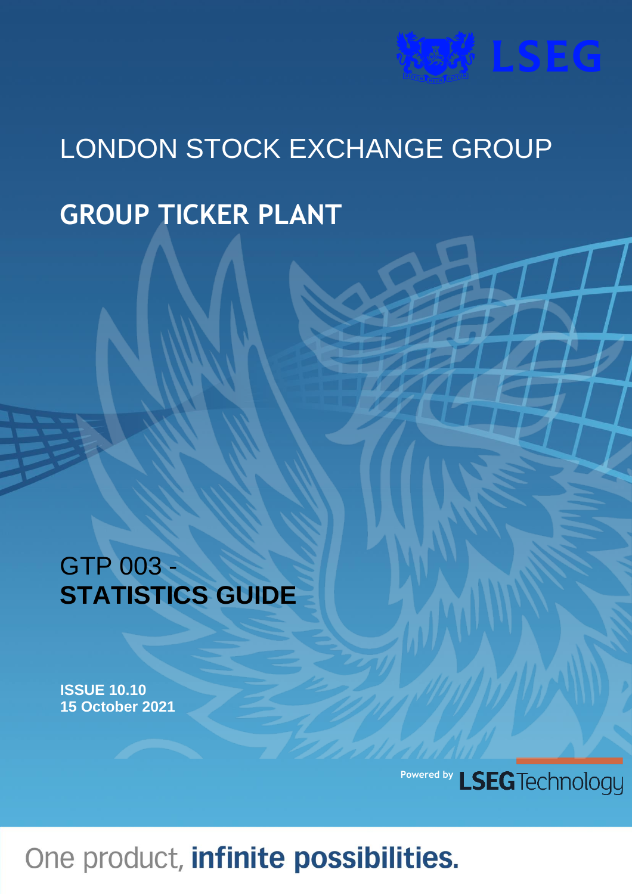LSEG

# LONDON STOCK EXCHANGE GROUP

## GROUP TICKER PLANT

GTP 003 -
**STATISTICS GUIDE**

**ISSUE 10.10**
**15 October 2021**

Powered by LSEG Technology

One product, **infinite possibilities.**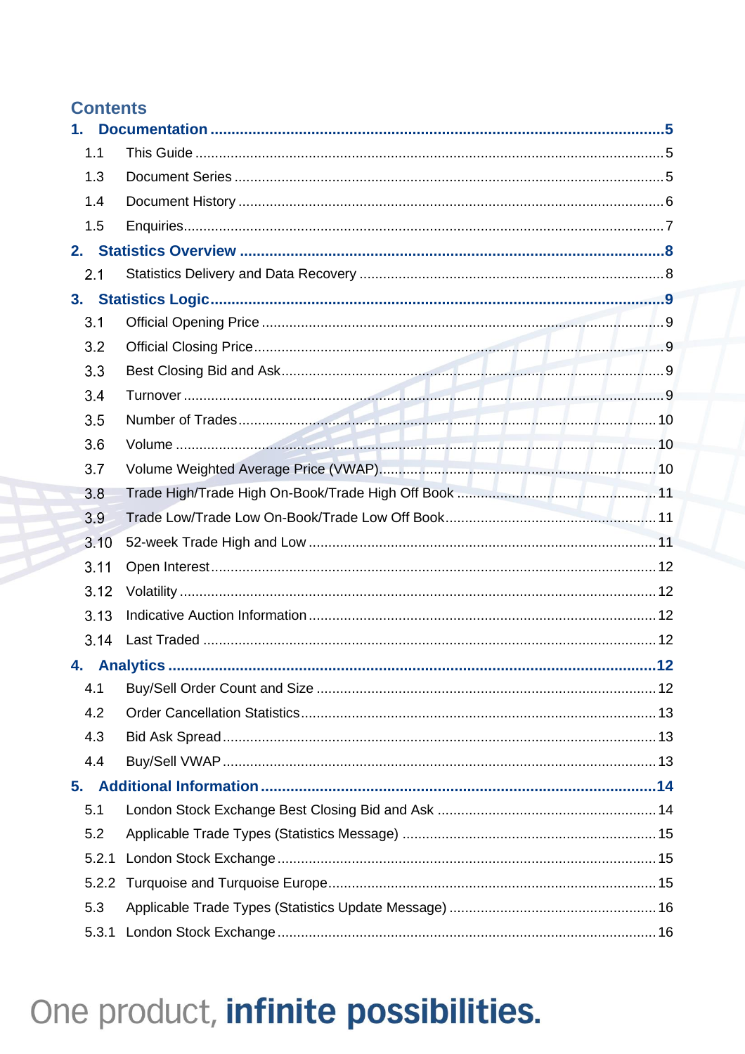# Contents

**1. Documentation** ..... **5**

- 1.1 This Guide ..... 5
- 1.3 Document Series ..... 5
- 1.4 Document History ..... 6
- 1.5 Enquiries ..... 7

**2. Statistics Overview** ..... **8**

- 2.1 Statistics Delivery and Data Recovery ..... 8

**3. Statistics Logic** ..... **9**

- 3.1 Official Opening Price ..... 9
- 3.2 Official Closing Price ..... 9
- 3.3 Best Closing Bid and Ask ..... 9
- 3.4 Turnover ..... 9
- 3.5 Number of Trades ..... 10
- 3.6 Volume ..... 10
- 3.7 Volume Weighted Average Price (VWAP) ..... 10
- 3.8 Trade High/Trade High On-Book/Trade High Off Book ..... 11
- 3.9 Trade Low/Trade Low On-Book/Trade Low Off Book ..... 11
- 3.10 52-week Trade High and Low ..... 11
- 3.11 Open Interest ..... 12
- 3.12 Volatility ..... 12
- 3.13 Indicative Auction Information ..... 12
- 3.14 Last Traded ..... 12

**4. Analytics** ..... **12**

- 4.1 Buy/Sell Order Count and Size ..... 12
- 4.2 Order Cancellation Statistics ..... 13
- 4.3 Bid Ask Spread ..... 13
- 4.4 Buy/Sell VWAP ..... 13

**5. Additional Information** ..... **14**

- 5.1 London Stock Exchange Best Closing Bid and Ask ..... 14
- 5.2 Applicable Trade Types (Statistics Message) ..... 15
- 5.2.1 London Stock Exchange ..... 15
- 5.2.2 Turquoise and Turquoise Europe ..... 15
- 5.3 Applicable Trade Types (Statistics Update Message) ..... 16
- 5.3.1 London Stock Exchange ..... 16

One product, **infinite possibilities.**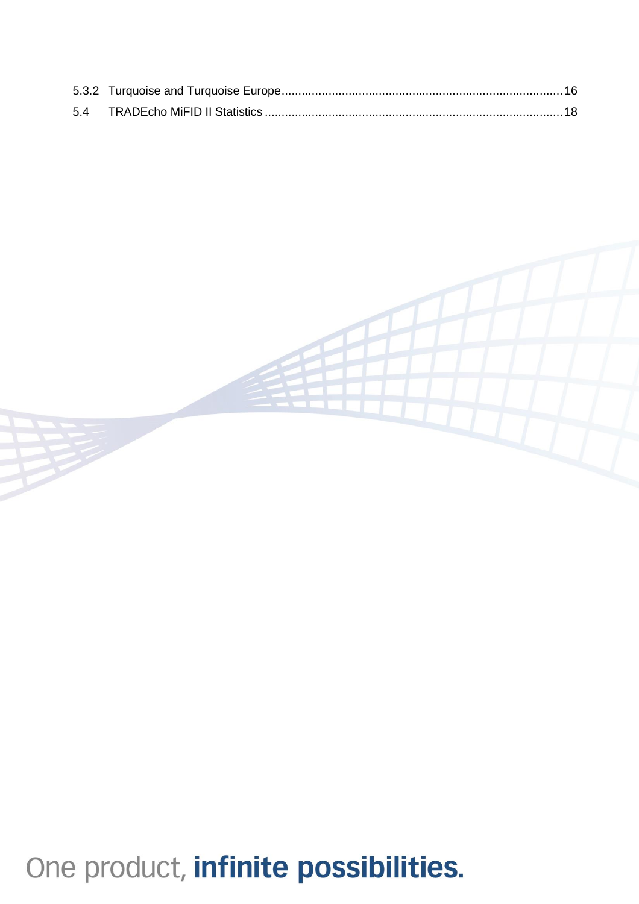5.3.2 Turquoise and Turquoise Europe.................................................................................16

5.4 TRADEcho MiFID II Statistics ........................................................................................18

One product, **infinite possibilities.**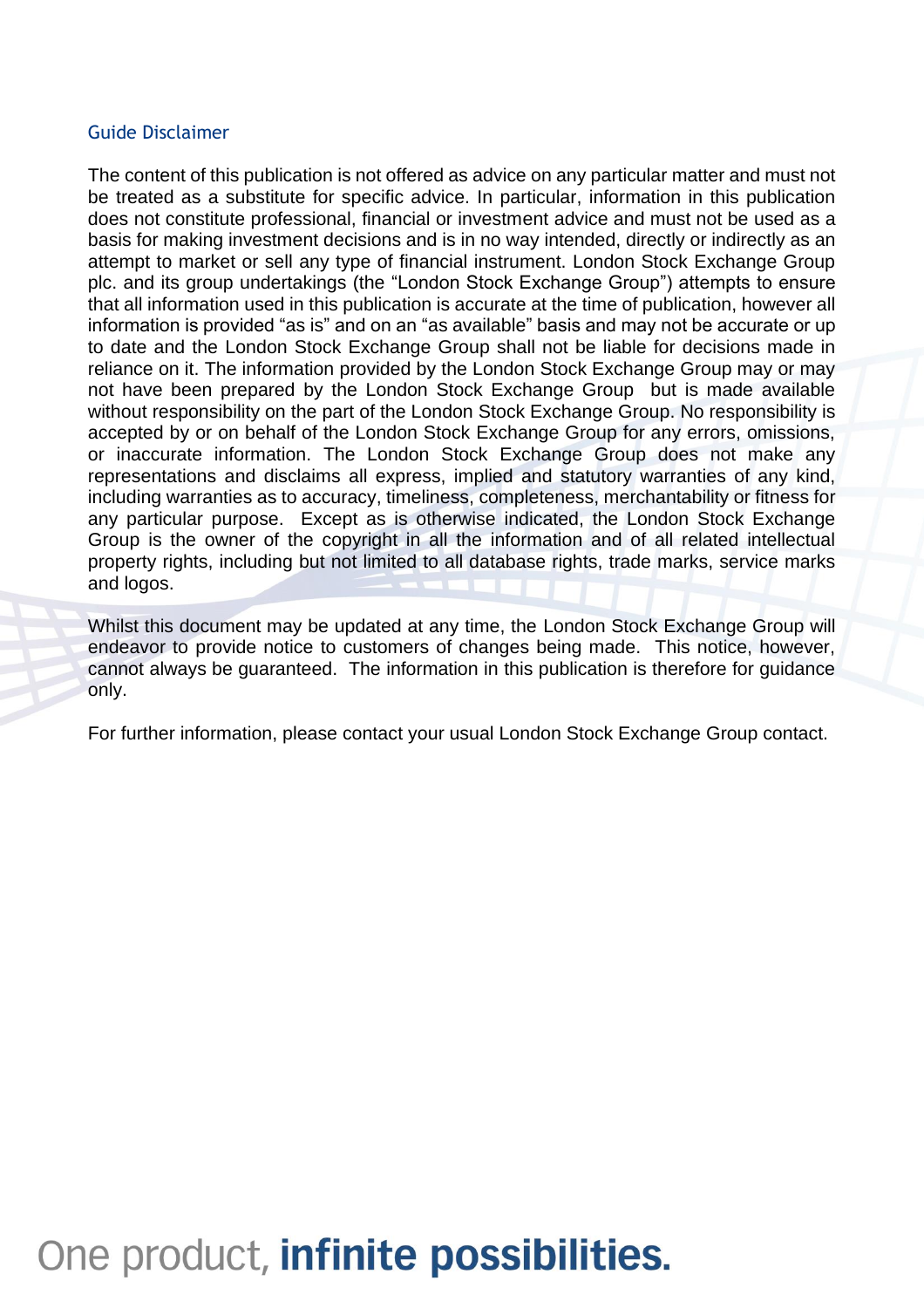## Guide Disclaimer

The content of this publication is not offered as advice on any particular matter and must not be treated as a substitute for specific advice. In particular, information in this publication does not constitute professional, financial or investment advice and must not be used as a basis for making investment decisions and is in no way intended, directly or indirectly as an attempt to market or sell any type of financial instrument. London Stock Exchange Group plc. and its group undertakings (the "London Stock Exchange Group") attempts to ensure that all information used in this publication is accurate at the time of publication, however all information is provided "as is" and on an "as available" basis and may not be accurate or up to date and the London Stock Exchange Group shall not be liable for decisions made in reliance on it. The information provided by the London Stock Exchange Group may or may not have been prepared by the London Stock Exchange Group but is made available without responsibility on the part of the London Stock Exchange Group. No responsibility is accepted by or on behalf of the London Stock Exchange Group for any errors, omissions, or inaccurate information. The London Stock Exchange Group does not make any representations and disclaims all express, implied and statutory warranties of any kind, including warranties as to accuracy, timeliness, completeness, merchantability or fitness for any particular purpose. Except as is otherwise indicated, the London Stock Exchange Group is the owner of the copyright in all the information and of all related intellectual property rights, including but not limited to all database rights, trade marks, service marks and logos.

Whilst this document may be updated at any time, the London Stock Exchange Group will endeavor to provide notice to customers of changes being made. This notice, however, cannot always be guaranteed. The information in this publication is therefore for guidance only.

For further information, please contact your usual London Stock Exchange Group contact.

One product, **infinite possibilities.**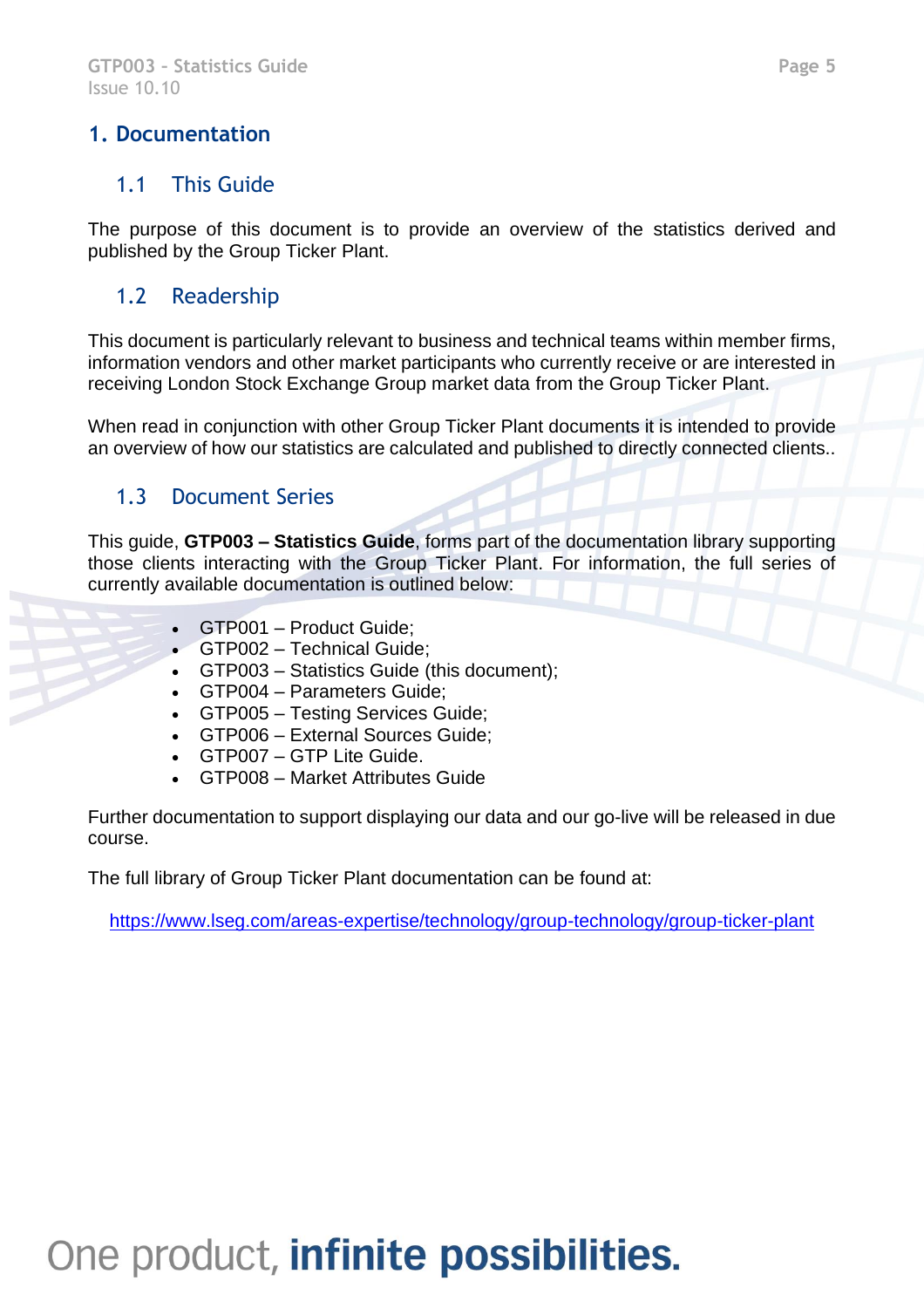# 1. Documentation

## 1.1 This Guide

The purpose of this document is to provide an overview of the statistics derived and published by the Group Ticker Plant.

## 1.2 Readership

This document is particularly relevant to business and technical teams within member firms, information vendors and other market participants who currently receive or are interested in receiving London Stock Exchange Group market data from the Group Ticker Plant.

When read in conjunction with other Group Ticker Plant documents it is intended to provide an overview of how our statistics are calculated and published to directly connected clients..

## 1.3 Document Series

This guide, **GTP003 – Statistics Guide**, forms part of the documentation library supporting those clients interacting with the Group Ticker Plant. For information, the full series of currently available documentation is outlined below:

- GTP001 – Product Guide;
- GTP002 – Technical Guide;
- GTP003 – Statistics Guide (this document);
- GTP004 – Parameters Guide;
- GTP005 – Testing Services Guide;
- GTP006 – External Sources Guide;
- GTP007 – GTP Lite Guide.
- GTP008 – Market Attributes Guide

Further documentation to support displaying our data and our go-live will be released in due course.

The full library of Group Ticker Plant documentation can be found at:

https://www.lseg.com/areas-expertise/technology/group-technology/group-ticker-plant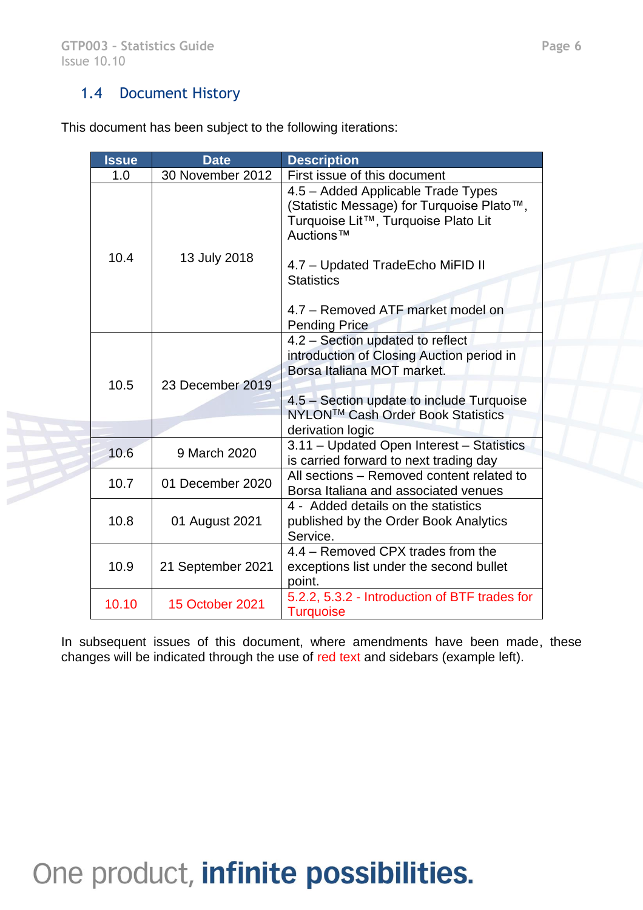## 1.4 Document History

This document has been subject to the following iterations:

| Issue | Date | Description |
|---|---|---|
| 1.0 | 30 November 2012 | First issue of this document |
| 10.4 | 13 July 2018 | 4.5 – Added Applicable Trade Types (Statistic Message) for Turquoise Plato™, Turquoise Lit™, Turquoise Plato Lit Auctions™<br><br>4.7 – Updated TradeEcho MiFID II Statistics<br><br>4.7 – Removed ATF market model on Pending Price |
| 10.5 | 23 December 2019 | 4.2 – Section updated to reflect introduction of Closing Auction period in Borsa Italiana MOT market.<br><br>4.5 – Section update to include Turquoise NYLON™ Cash Order Book Statistics derivation logic |
| 10.6 | 9 March 2020 | 3.11 – Updated Open Interest – Statistics is carried forward to next trading day |
| 10.7 | 01 December 2020 | All sections – Removed content related to Borsa Italiana and associated venues |
| 10.8 | 01 August 2021 | 4 - Added details on the statistics published by the Order Book Analytics Service. |
| 10.9 | 21 September 2021 | 4.4 – Removed CPX trades from the exceptions list under the second bullet point. |
| 10.10 | 15 October 2021 | 5.2.2, 5.3.2 - Introduction of BTF trades for Turquoise |

In subsequent issues of this document, where amendments have been made, these changes will be indicated through the use of red text and sidebars (example left).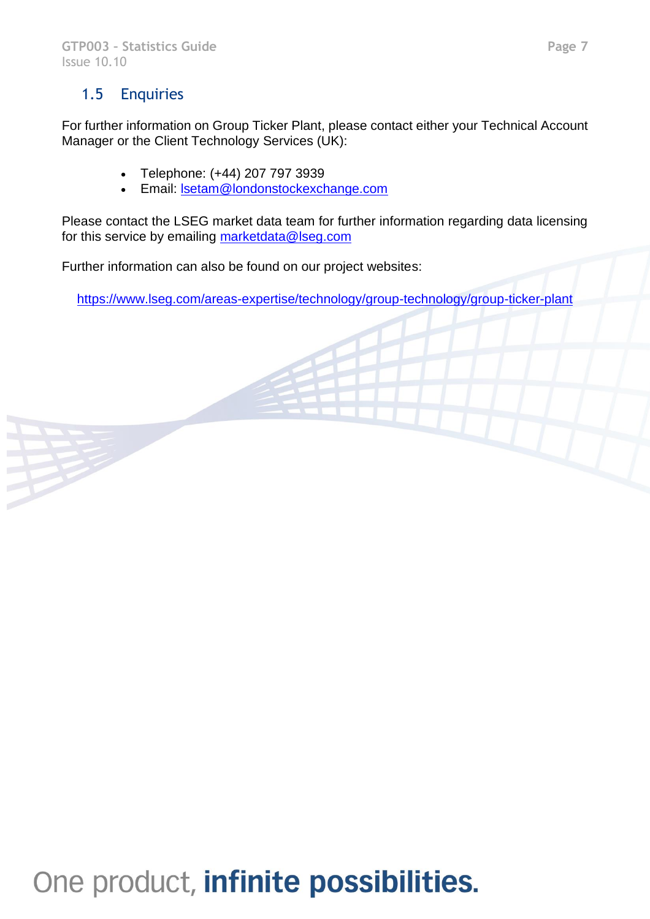## 1.5 Enquiries

For further information on Group Ticker Plant, please contact either your Technical Account Manager or the Client Technology Services (UK):

- Telephone: (+44) 207 797 3939
- Email: lsetam@londonstockexchange.com

Please contact the LSEG market data team for further information regarding data licensing for this service by emailing marketdata@lseg.com

Further information can also be found on our project websites:

https://www.lseg.com/areas-expertise/technology/group-technology/group-ticker-plant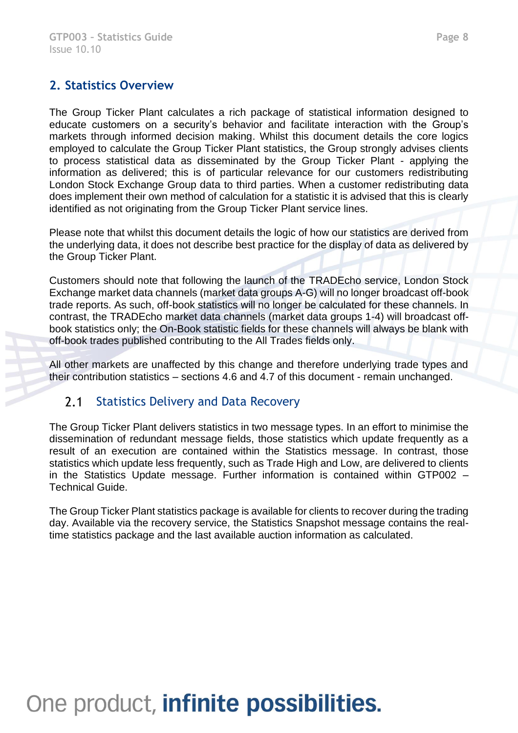## 2. Statistics Overview

The Group Ticker Plant calculates a rich package of statistical information designed to educate customers on a security's behavior and facilitate interaction with the Group's markets through informed decision making. Whilst this document details the core logics employed to calculate the Group Ticker Plant statistics, the Group strongly advises clients to process statistical data as disseminated by the Group Ticker Plant - applying the information as delivered; this is of particular relevance for our customers redistributing London Stock Exchange Group data to third parties. When a customer redistributing data does implement their own method of calculation for a statistic it is advised that this is clearly identified as not originating from the Group Ticker Plant service lines.

Please note that whilst this document details the logic of how our statistics are derived from the underlying data, it does not describe best practice for the display of data as delivered by the Group Ticker Plant.

Customers should note that following the launch of the TRADEcho service, London Stock Exchange market data channels (market data groups A-G) will no longer broadcast off-book trade reports. As such, off-book statistics will no longer be calculated for these channels. In contrast, the TRADEcho market data channels (market data groups 1-4) will broadcast off-book statistics only; the On-Book statistic fields for these channels will always be blank with off-book trades published contributing to the All Trades fields only.

All other markets are unaffected by this change and therefore underlying trade types and their contribution statistics – sections 4.6 and 4.7 of this document - remain unchanged.

### 2.1 Statistics Delivery and Data Recovery

The Group Ticker Plant delivers statistics in two message types. In an effort to minimise the dissemination of redundant message fields, those statistics which update frequently as a result of an execution are contained within the Statistics message. In contrast, those statistics which update less frequently, such as Trade High and Low, are delivered to clients in the Statistics Update message. Further information is contained within GTP002 – Technical Guide.

The Group Ticker Plant statistics package is available for clients to recover during the trading day. Available via the recovery service, the Statistics Snapshot message contains the real-time statistics package and the last available auction information as calculated.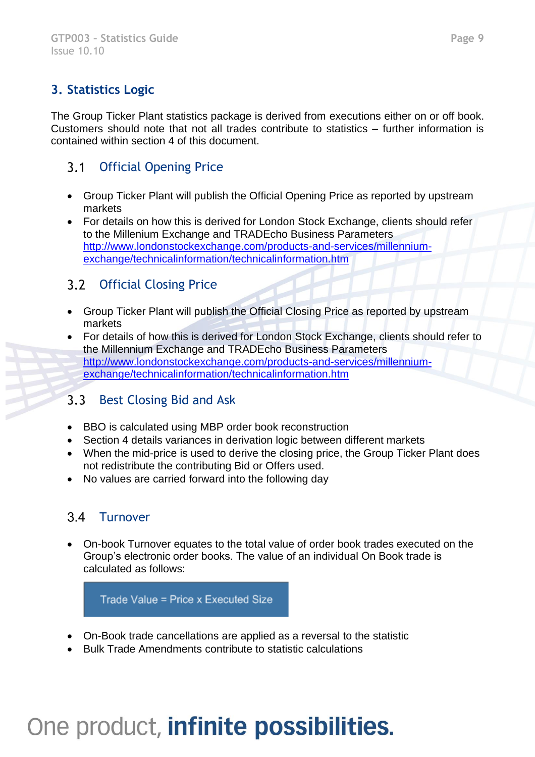## 3. Statistics Logic

The Group Ticker Plant statistics package is derived from executions either on or off book. Customers should note that not all trades contribute to statistics – further information is contained within section 4 of this document.

### 3.1 Official Opening Price

- Group Ticker Plant will publish the Official Opening Price as reported by upstream markets
- For details on how this is derived for London Stock Exchange, clients should refer to the Millenium Exchange and TRADEcho Business Parameters http://www.londonstockexchange.com/products-and-services/millennium-exchange/technicalinformation/technicalinformation.htm

### 3.2 Official Closing Price

- Group Ticker Plant will publish the Official Closing Price as reported by upstream markets
- For details of how this is derived for London Stock Exchange, clients should refer to the Millennium Exchange and TRADEcho Business Parameters http://www.londonstockexchange.com/products-and-services/millennium-exchange/technicalinformation/technicalinformation.htm

### 3.3 Best Closing Bid and Ask

- BBO is calculated using MBP order book reconstruction
- Section 4 details variances in derivation logic between different markets
- When the mid-price is used to derive the closing price, the Group Ticker Plant does not redistribute the contributing Bid or Offers used.
- No values are carried forward into the following day

### 3.4 Turnover

- On-book Turnover equates to the total value of order book trades executed on the Group's electronic order books. The value of an individual On Book trade is calculated as follows:

**Trade Value = Price x Executed Size**

- On-Book trade cancellations are applied as a reversal to the statistic
- Bulk Trade Amendments contribute to statistic calculations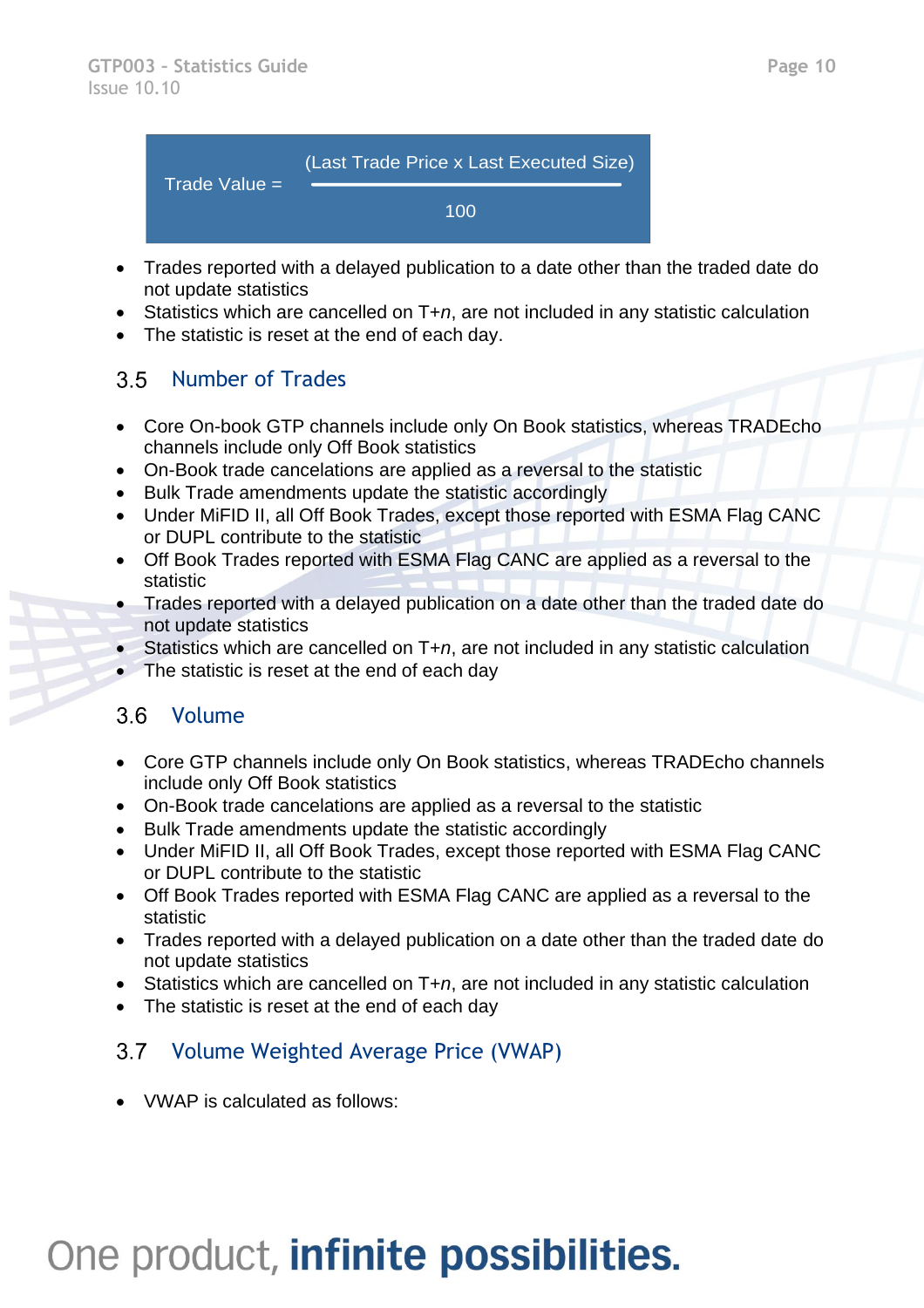$$\text{Trade Value} = \frac{(\text{Last Trade Price x Last Executed Size})}{100}$$

- Trades reported with a delayed publication to a date other than the traded date do not update statistics
- Statistics which are cancelled on T+*n*, are not included in any statistic calculation
- The statistic is reset at the end of each day.

## 3.5 Number of Trades

- Core On-book GTP channels include only On Book statistics, whereas TRADEcho channels include only Off Book statistics
- On-Book trade cancelations are applied as a reversal to the statistic
- Bulk Trade amendments update the statistic accordingly
- Under MiFID II, all Off Book Trades, except those reported with ESMA Flag CANC or DUPL contribute to the statistic
- Off Book Trades reported with ESMA Flag CANC are applied as a reversal to the statistic
- Trades reported with a delayed publication on a date other than the traded date do not update statistics
- Statistics which are cancelled on T+*n*, are not included in any statistic calculation
- The statistic is reset at the end of each day

## 3.6 Volume

- Core GTP channels include only On Book statistics, whereas TRADEcho channels include only Off Book statistics
- On-Book trade cancelations are applied as a reversal to the statistic
- Bulk Trade amendments update the statistic accordingly
- Under MiFID II, all Off Book Trades, except those reported with ESMA Flag CANC or DUPL contribute to the statistic
- Off Book Trades reported with ESMA Flag CANC are applied as a reversal to the statistic
- Trades reported with a delayed publication on a date other than the traded date do not update statistics
- Statistics which are cancelled on T+*n*, are not included in any statistic calculation
- The statistic is reset at the end of each day

## 3.7 Volume Weighted Average Price (VWAP)

- VWAP is calculated as follows: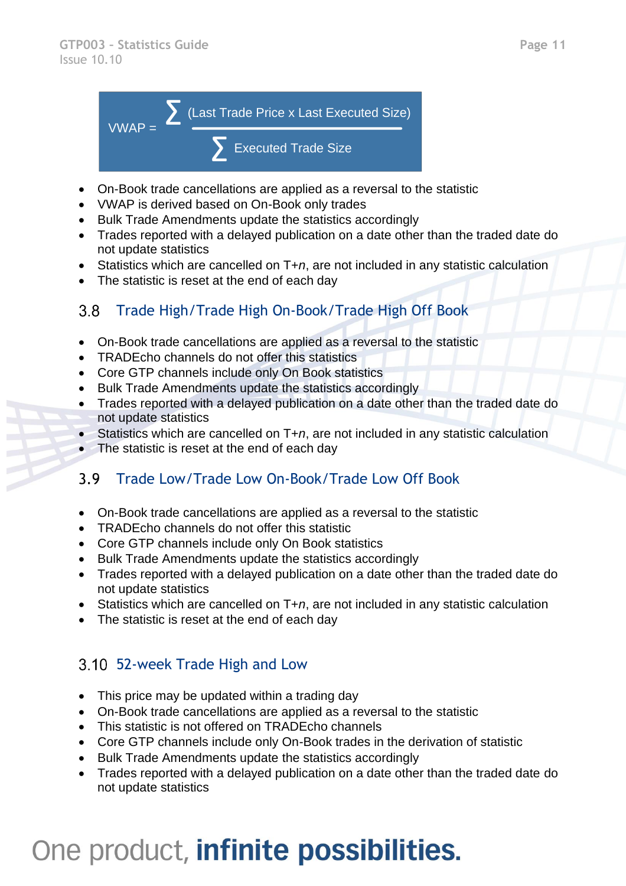$$\text{VWAP} = \frac{\sum (\text{Last Trade Price x Last Executed Size})}{\sum \text{Executed Trade Size}}$$

- On-Book trade cancellations are applied as a reversal to the statistic
- VWAP is derived based on On-Book only trades
- Bulk Trade Amendments update the statistics accordingly
- Trades reported with a delayed publication on a date other than the traded date do not update statistics
- Statistics which are cancelled on T+*n*, are not included in any statistic calculation
- The statistic is reset at the end of each day

## 3.8 Trade High/Trade High On-Book/Trade High Off Book

- On-Book trade cancellations are applied as a reversal to the statistic
- TRADEcho channels do not offer this statistics
- Core GTP channels include only On Book statistics
- Bulk Trade Amendments update the statistics accordingly
- Trades reported with a delayed publication on a date other than the traded date do not update statistics
- Statistics which are cancelled on T+*n*, are not included in any statistic calculation
- The statistic is reset at the end of each day

## 3.9 Trade Low/Trade Low On-Book/Trade Low Off Book

- On-Book trade cancellations are applied as a reversal to the statistic
- TRADEcho channels do not offer this statistic
- Core GTP channels include only On Book statistics
- Bulk Trade Amendments update the statistics accordingly
- Trades reported with a delayed publication on a date other than the traded date do not update statistics
- Statistics which are cancelled on T+*n*, are not included in any statistic calculation
- The statistic is reset at the end of each day

## 3.10 52-week Trade High and Low

- This price may be updated within a trading day
- On-Book trade cancellations are applied as a reversal to the statistic
- This statistic is not offered on TRADEcho channels
- Core GTP channels include only On-Book trades in the derivation of statistic
- Bulk Trade Amendments update the statistics accordingly
- Trades reported with a delayed publication on a date other than the traded date do not update statistics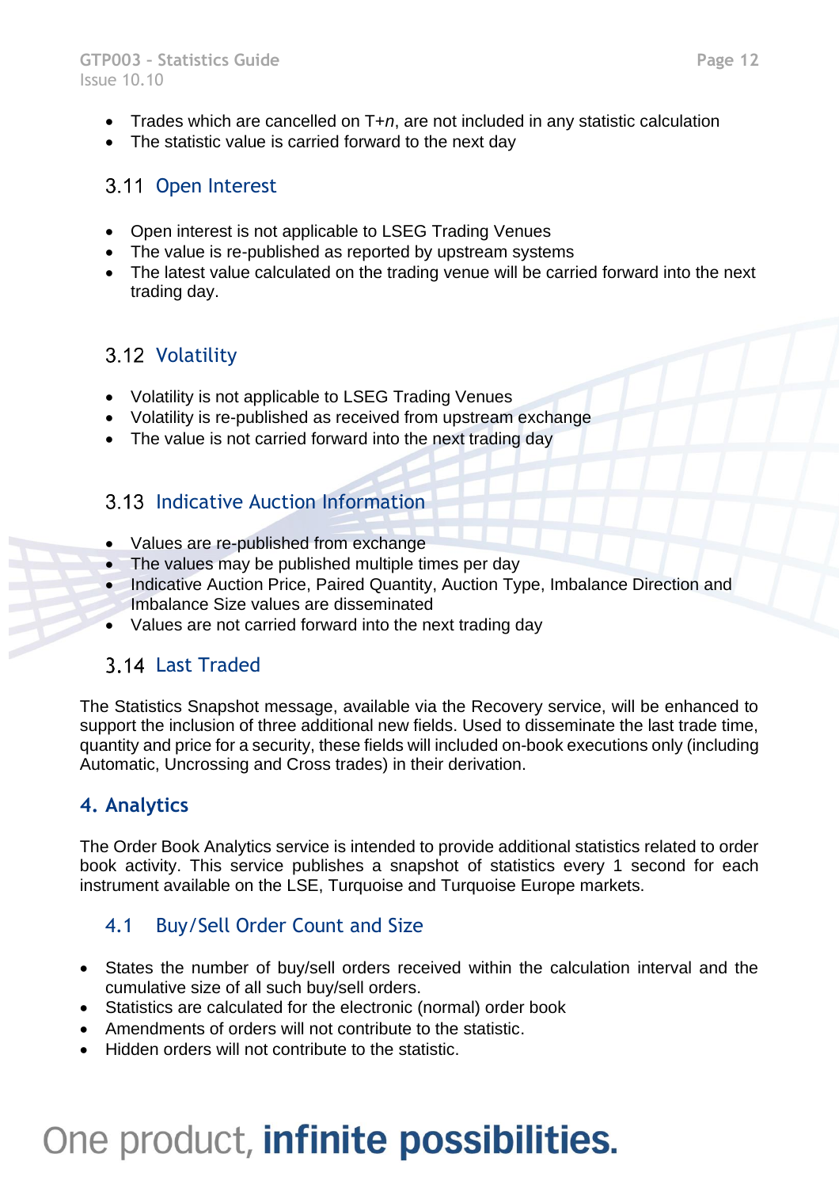- Trades which are cancelled on T+*n*, are not included in any statistic calculation
- The statistic value is carried forward to the next day

### 3.11 Open Interest

- Open interest is not applicable to LSEG Trading Venues
- The value is re-published as reported by upstream systems
- The latest value calculated on the trading venue will be carried forward into the next trading day.

### 3.12 Volatility

- Volatility is not applicable to LSEG Trading Venues
- Volatility is re-published as received from upstream exchange
- The value is not carried forward into the next trading day

### 3.13 Indicative Auction Information

- Values are re-published from exchange
- The values may be published multiple times per day
- Indicative Auction Price, Paired Quantity, Auction Type, Imbalance Direction and Imbalance Size values are disseminated
- Values are not carried forward into the next trading day

### 3.14 Last Traded

The Statistics Snapshot message, available via the Recovery service, will be enhanced to support the inclusion of three additional new fields. Used to disseminate the last trade time, quantity and price for a security, these fields will included on-book executions only (including Automatic, Uncrossing and Cross trades) in their derivation.

## 4. Analytics

The Order Book Analytics service is intended to provide additional statistics related to order book activity. This service publishes a snapshot of statistics every 1 second for each instrument available on the LSE, Turquoise and Turquoise Europe markets.

### 4.1 Buy/Sell Order Count and Size

- States the number of buy/sell orders received within the calculation interval and the cumulative size of all such buy/sell orders.
- Statistics are calculated for the electronic (normal) order book
- Amendments of orders will not contribute to the statistic.
- Hidden orders will not contribute to the statistic.

One product, **infinite possibilities.**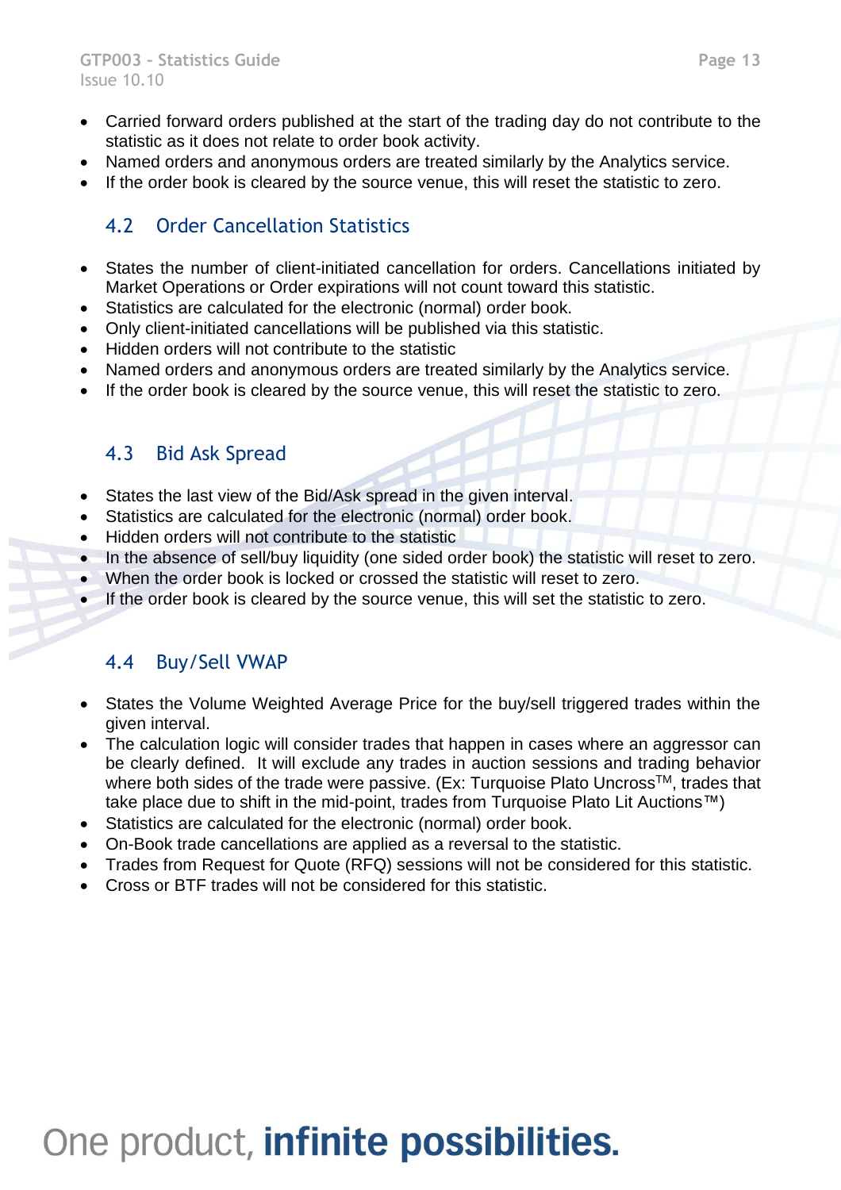- Carried forward orders published at the start of the trading day do not contribute to the statistic as it does not relate to order book activity.
- Named orders and anonymous orders are treated similarly by the Analytics service.
- If the order book is cleared by the source venue, this will reset the statistic to zero.

## 4.2 Order Cancellation Statistics

- States the number of client-initiated cancellation for orders. Cancellations initiated by Market Operations or Order expirations will not count toward this statistic.
- Statistics are calculated for the electronic (normal) order book.
- Only client-initiated cancellations will be published via this statistic.
- Hidden orders will not contribute to the statistic
- Named orders and anonymous orders are treated similarly by the Analytics service.
- If the order book is cleared by the source venue, this will reset the statistic to zero.

## 4.3 Bid Ask Spread

- States the last view of the Bid/Ask spread in the given interval.
- Statistics are calculated for the electronic (normal) order book.
- Hidden orders will not contribute to the statistic
- In the absence of sell/buy liquidity (one sided order book) the statistic will reset to zero.
- When the order book is locked or crossed the statistic will reset to zero.
- If the order book is cleared by the source venue, this will set the statistic to zero.

## 4.4 Buy/Sell VWAP

- States the Volume Weighted Average Price for the buy/sell triggered trades within the given interval.
- The calculation logic will consider trades that happen in cases where an aggressor can be clearly defined. It will exclude any trades in auction sessions and trading behavior where both sides of the trade were passive. (Ex: Turquoise Plato Uncross™, trades that take place due to shift in the mid-point, trades from Turquoise Plato Lit Auctions™)
- Statistics are calculated for the electronic (normal) order book.
- On-Book trade cancellations are applied as a reversal to the statistic.
- Trades from Request for Quote (RFQ) sessions will not be considered for this statistic.
- Cross or BTF trades will not be considered for this statistic.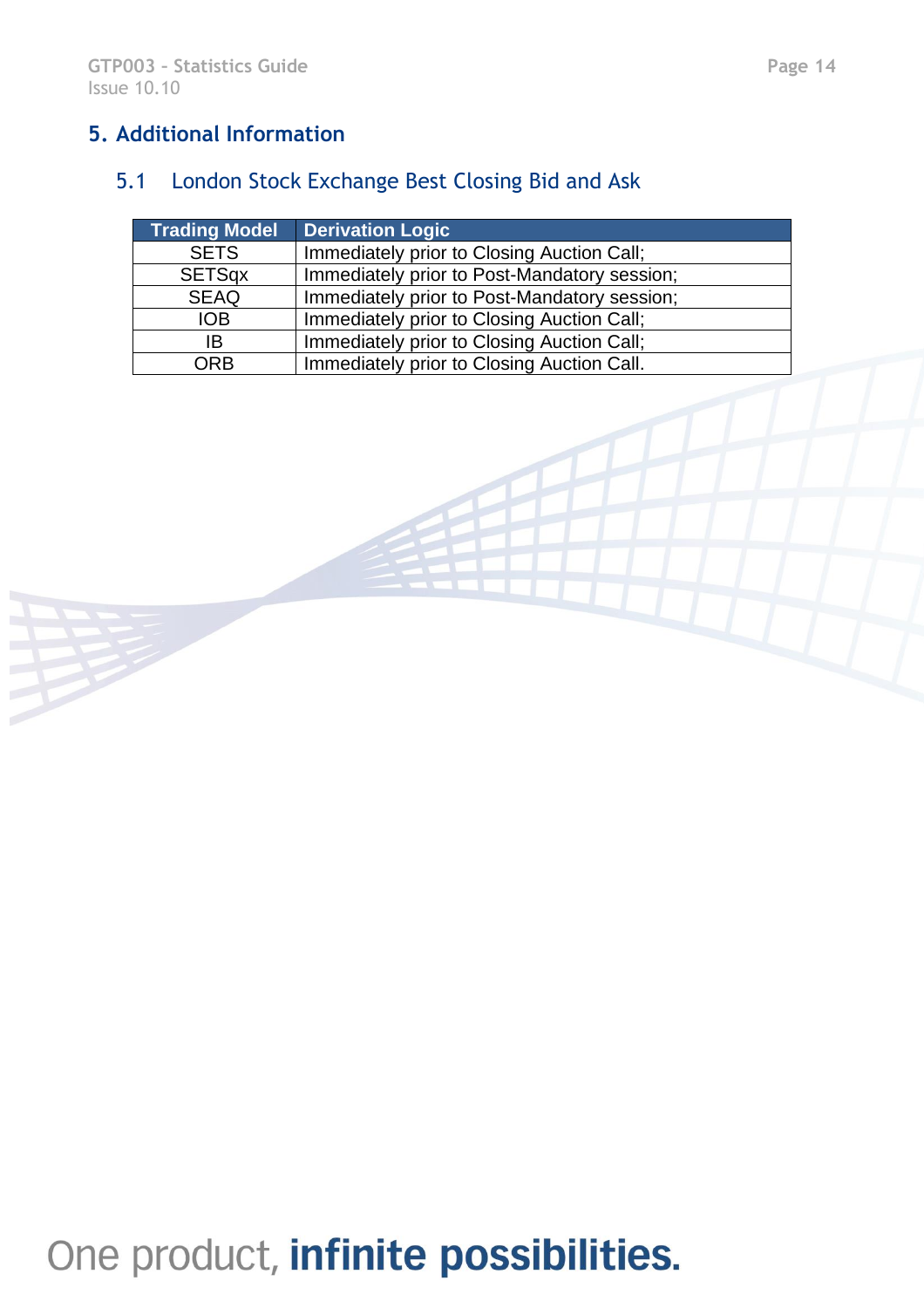## 5. Additional Information

### 5.1 London Stock Exchange Best Closing Bid and Ask

| Trading Model | Derivation Logic |
|---|---|
| SETS | Immediately prior to Closing Auction Call; |
| SETSqx | Immediately prior to Post-Mandatory session; |
| SEAQ | Immediately prior to Post-Mandatory session; |
| IOB | Immediately prior to Closing Auction Call; |
| IB | Immediately prior to Closing Auction Call; |
| ORB | Immediately prior to Closing Auction Call. |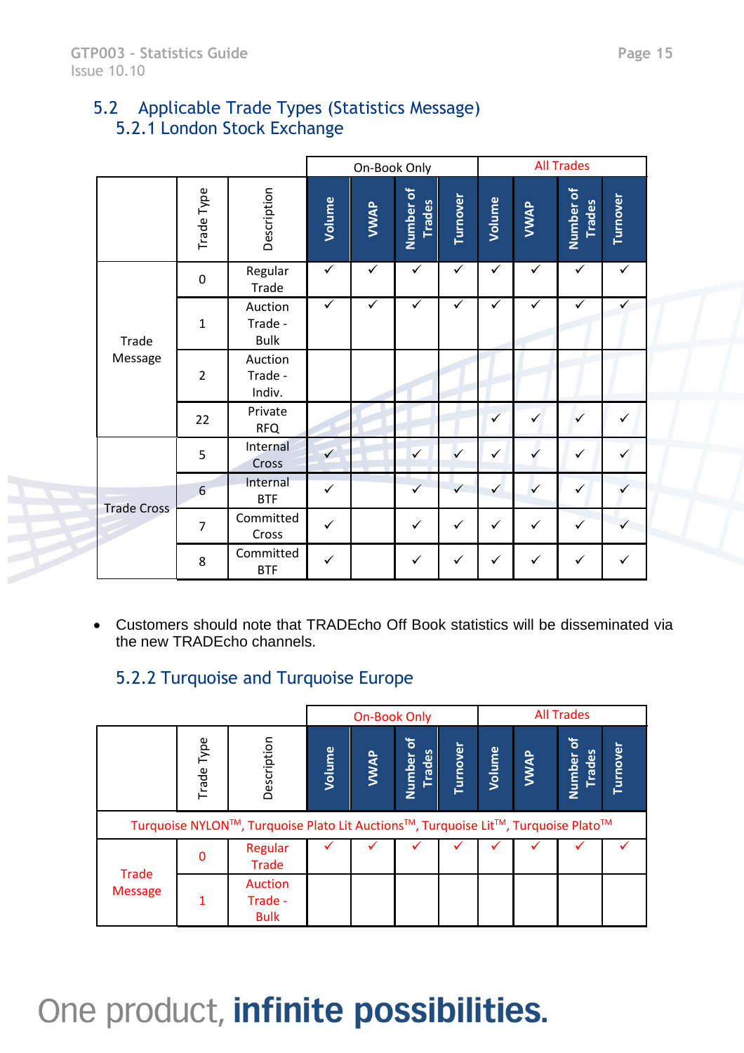## 5.2 Applicable Trade Types (Statistics Message)

### 5.2.1 London Stock Exchange

| | Trade Type | Description | On-Book Only | | | | All Trades | | | |
|---|---|---|---|---|---|---|---|---|---|---|
| | | | Volume | VWAP | Number of Trades | Turnover | Volume | VWAP | Number of Trades | Turnover |
| Trade Message | 0 | Regular Trade | ✓ | ✓ | ✓ | ✓ | ✓ | ✓ | ✓ | ✓ |
| | 1 | Auction Trade - Bulk | ✓ | ✓ | ✓ | ✓ | ✓ | ✓ | ✓ | ✓ |
| | 2 | Auction Trade - Indiv. | | | | | | | | |
| | 22 | Private RFQ | | | | | ✓ | ✓ | ✓ | ✓ |
| Trade Cross | 5 | Internal Cross | ✓ | | ✓ | ✓ | ✓ | ✓ | ✓ | ✓ |
| | 6 | Internal BTF | ✓ | | ✓ | ✓ | ✓ | ✓ | ✓ | ✓ |
| | 7 | Committed Cross | ✓ | | ✓ | ✓ | ✓ | ✓ | ✓ | ✓ |
| | 8 | Committed BTF | ✓ | | ✓ | ✓ | ✓ | ✓ | ✓ | ✓ |

- Customers should note that TRADEcho Off Book statistics will be disseminated via the new TRADEcho channels.

### 5.2.2 Turquoise and Turquoise Europe

| | Trade Type | Description | On-Book Only | | | | All Trades | | | |
|---|---|---|---|---|---|---|---|---|---|---|
| | | | Volume | VWAP | Number of Trades | Turnover | Volume | VWAP | Number of Trades | Turnover |
| Turquoise NYLON™, Turquoise Plato Lit Auctions™, Turquoise Lit™, Turquoise Plato™ | | | | | | | | | | |
| Trade Message | 0 | Regular Trade | ✓ | ✓ | ✓ | ✓ | ✓ | ✓ | ✓ | ✓ |
| | 1 | Auction Trade - Bulk | | | | | | | | |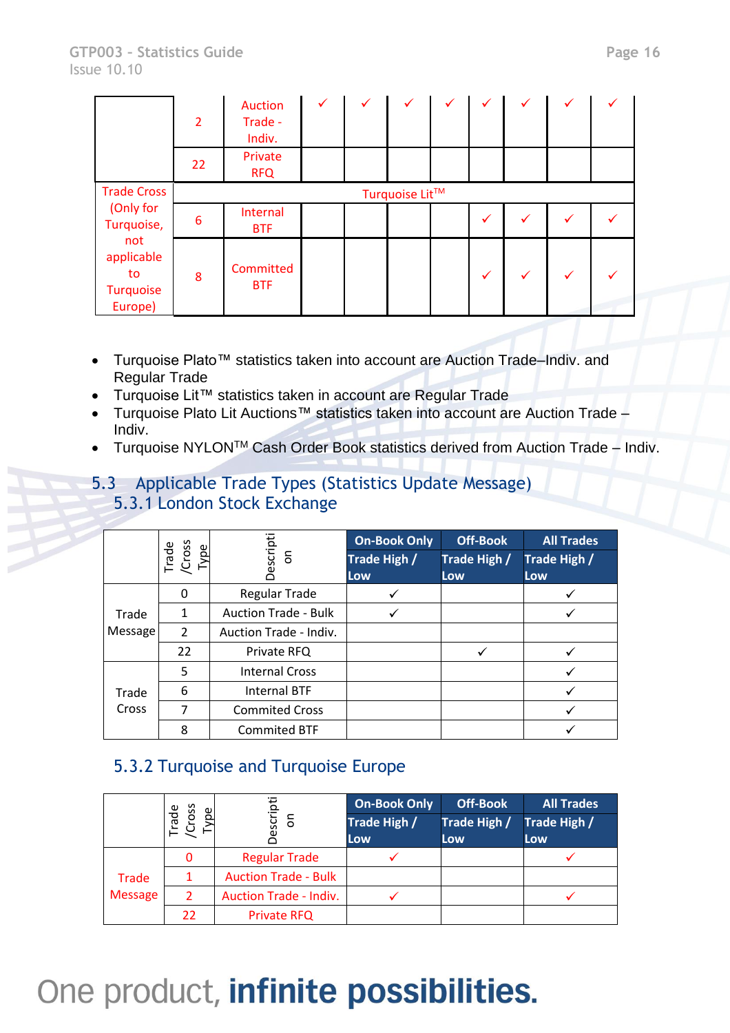| | | | | | | | | | | |
|---|---|---|---|---|---|---|---|---|---|---|
| | 2 | Auction Trade - Indiv. | ✓ | ✓ | ✓ | ✓ | ✓ | ✓ | ✓ | ✓ |
| | 22 | Private RFQ | | | | | | | | |
| Trade Cross (Only for Turquoise, not applicable to Turquoise Europe) | Turquoise Lit™ | | | | | | | | | |
| | 6 | Internal BTF | | | | | ✓ | ✓ | ✓ | ✓ |
| | 8 | Committed BTF | | | | | ✓ | ✓ | ✓ | ✓ |

- Turquoise Plato™ statistics taken into account are Auction Trade–Indiv. and Regular Trade
- Turquoise Lit™ statistics taken in account are Regular Trade
- Turquoise Plato Lit Auctions™ statistics taken into account are Auction Trade – Indiv.
- Turquoise NYLON™ Cash Order Book statistics derived from Auction Trade – Indiv.

## 5.3 Applicable Trade Types (Statistics Update Message)

### 5.3.1 London Stock Exchange

| | Trade /Cross Type | Description | On-Book Only Trade High / Low | Off-Book Trade High / Low | All Trades Trade High / Low |
|---|---|---|---|---|---|
| Trade Message | 0 | Regular Trade | ✓ | | ✓ |
| | 1 | Auction Trade - Bulk | ✓ | | ✓ |
| | 2 | Auction Trade - Indiv. | | | |
| | 22 | Private RFQ | | ✓ | ✓ |
| Trade Cross | 5 | Internal Cross | | | ✓ |
| | 6 | Internal BTF | | | ✓ |
| | 7 | Commited Cross | | | ✓ |
| | 8 | Commited BTF | | | ✓ |

### 5.3.2 Turquoise and Turquoise Europe

| | Trade /Cross Type | Description | On-Book Only Trade High / Low | Off-Book Trade High / Low | All Trades Trade High / Low |
|---|---|---|---|---|---|
| Trade Message | 0 | Regular Trade | ✓ | | ✓ |
| | 1 | Auction Trade - Bulk | | | |
| | 2 | Auction Trade - Indiv. | ✓ | | ✓ |
| | 22 | Private RFQ | | | |

One product, **infinite possibilities.**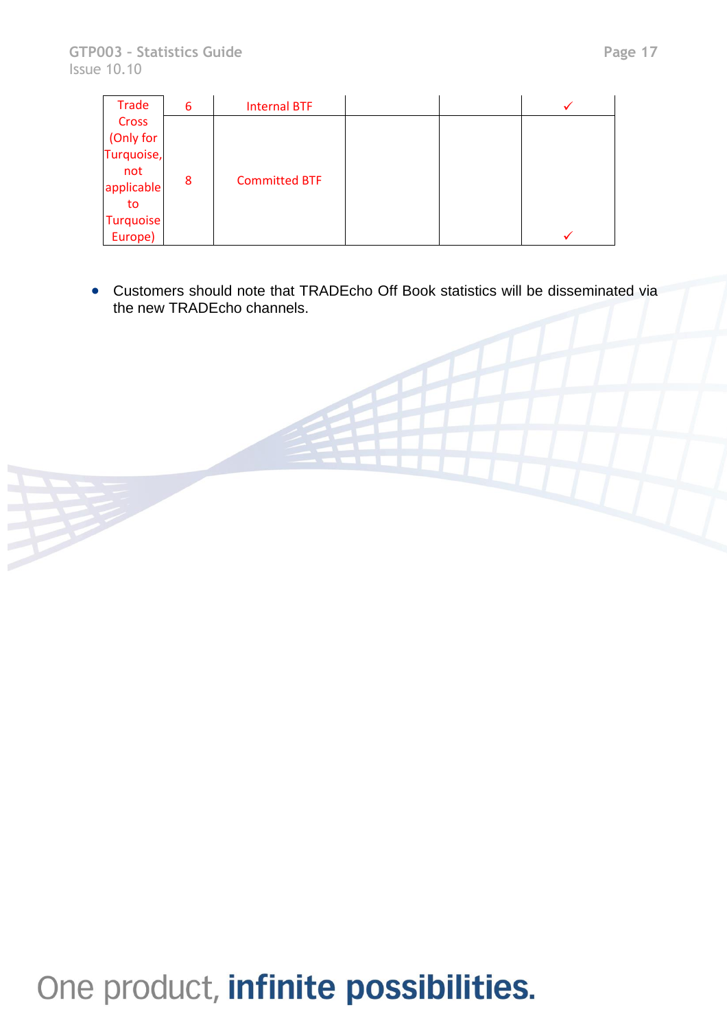| | | | | | |
|---|---|---|---|---|---|
| Trade Cross (Only for Turquoise, not applicable to Turquoise Europe) | 6 | Internal BTF | | | ✓ |
| | 8 | Committed BTF | | | ✓ |

- Customers should note that TRADEcho Off Book statistics will be disseminated via the new TRADEcho channels.

One product, **infinite possibilities.**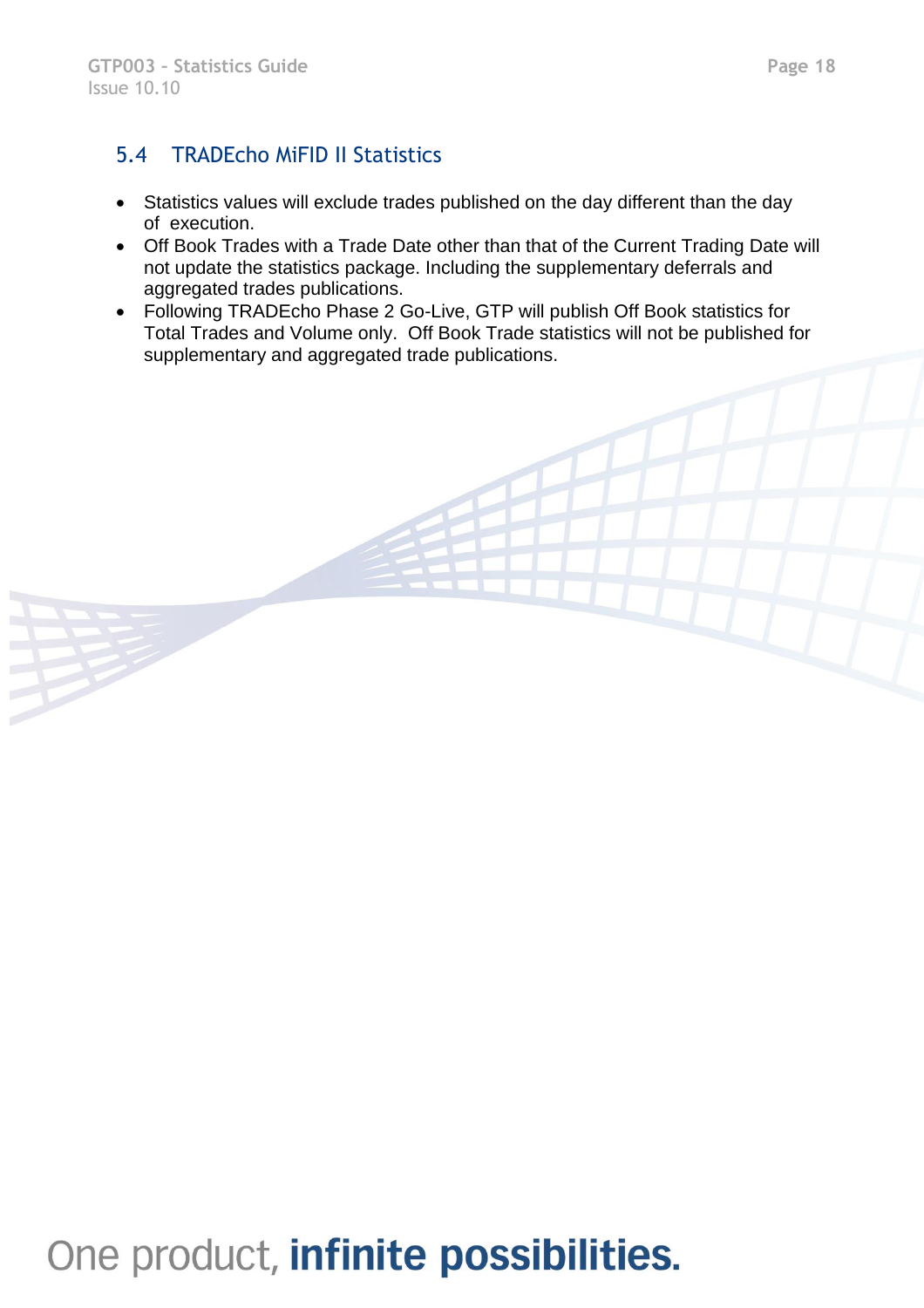## 5.4 TRADEcho MiFID II Statistics

- Statistics values will exclude trades published on the day different than the day of execution.
- Off Book Trades with a Trade Date other than that of the Current Trading Date will not update the statistics package. Including the supplementary deferrals and aggregated trades publications.
- Following TRADEcho Phase 2 Go-Live, GTP will publish Off Book statistics for Total Trades and Volume only. Off Book Trade statistics will not be published for supplementary and aggregated trade publications.